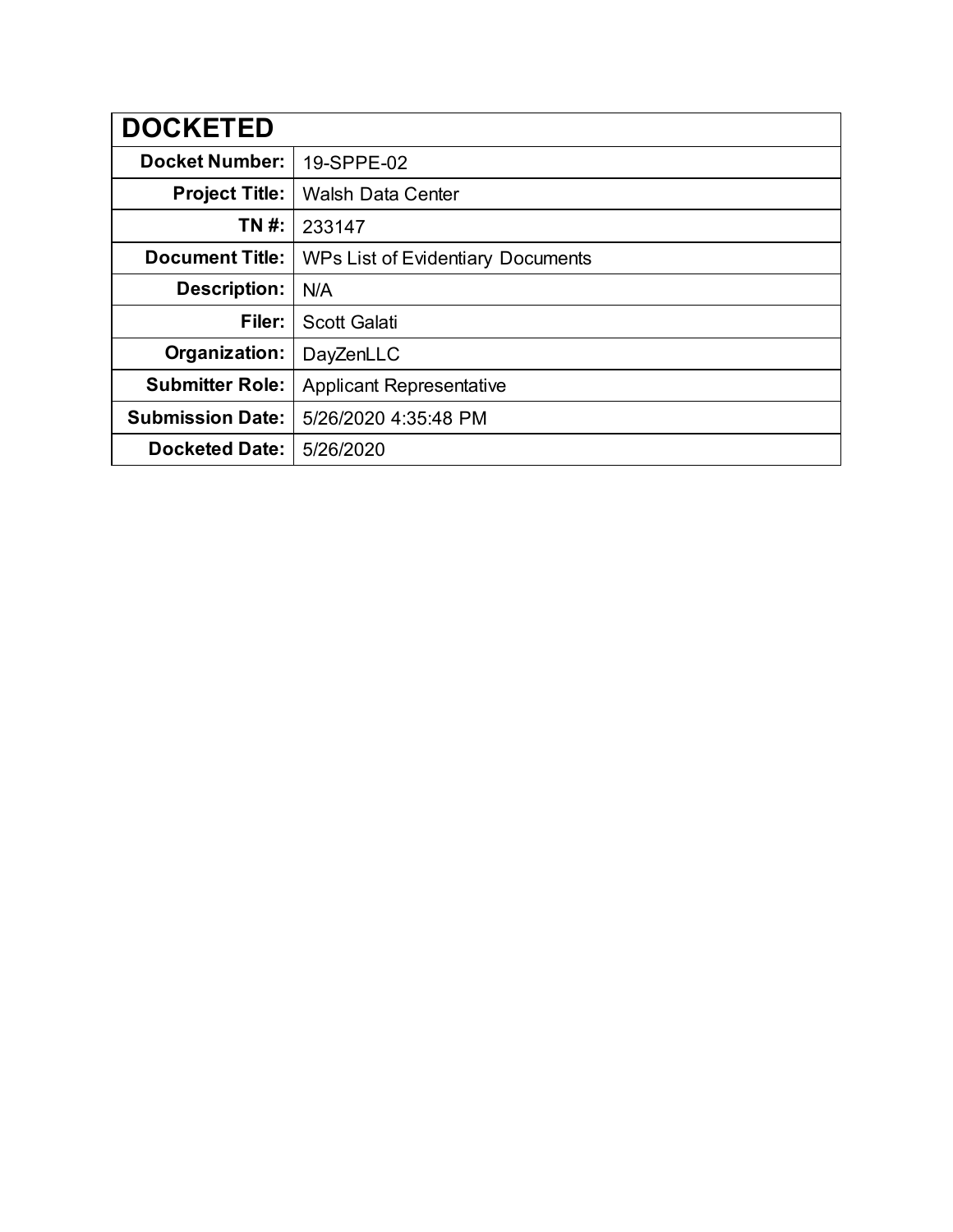| DOCKETED | |
|---|---|
| **Docket Number:** | 19-SPPE-02 |
| **Project Title:** | Walsh Data Center |
| **TN #:** | 233147 |
| **Document Title:** | WPs List of Evidentiary Documents |
| **Description:** | N/A |
| **Filer:** | Scott Galati |
| **Organization:** | DayZenLLC |
| **Submitter Role:** | Applicant Representative |
| **Submission Date:** | 5/26/2020 4:35:48 PM |
| **Docketed Date:** | 5/26/2020 |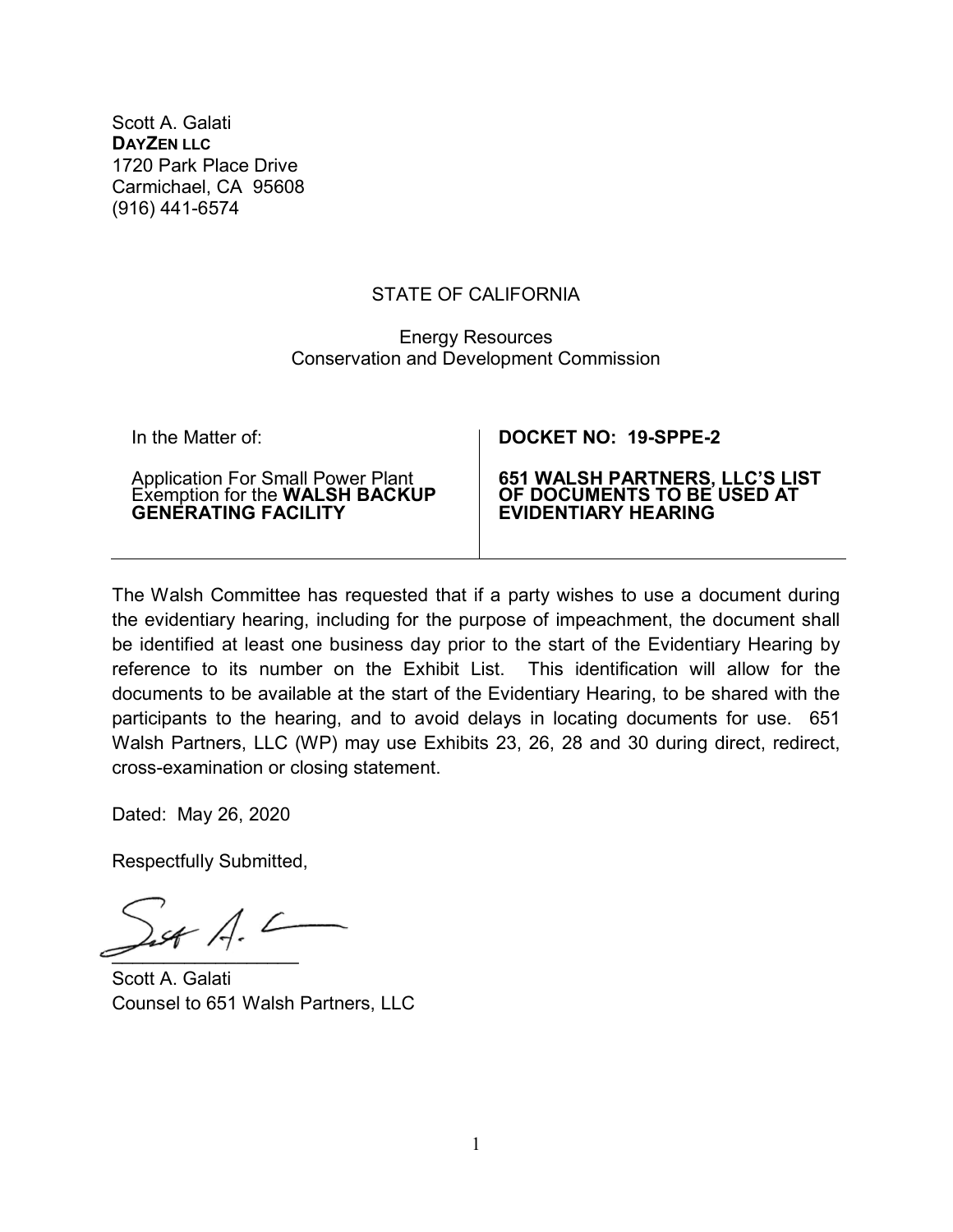Scott A. Galati
**DAYZEN LLC**
1720 Park Place Drive
Carmichael, CA 95608
(916) 441-6574

STATE OF CALIFORNIA

Energy Resources
Conservation and Development Commission

| | |
|---|---|
| In the Matter of:<br><br>Application For Small Power Plant Exemption for the **WALSH BACKUP GENERATING FACILITY** | **DOCKET NO: 19-SPPE-2**<br><br>**651 WALSH PARTNERS, LLC'S LIST OF DOCUMENTS TO BE USED AT EVIDENTIARY HEARING** |

The Walsh Committee has requested that if a party wishes to use a document during the evidentiary hearing, including for the purpose of impeachment, the document shall be identified at least one business day prior to the start of the Evidentiary Hearing by reference to its number on the Exhibit List. This identification will allow for the documents to be available at the start of the Evidentiary Hearing, to be shared with the participants to the hearing, and to avoid delays in locating documents for use. 651 Walsh Partners, LLC (WP) may use Exhibits 23, 26, 28 and 30 during direct, redirect, cross-examination or closing statement.

Dated: May 26, 2020

Respectfully Submitted,

\_\_\_\_\_\_\_\_\_\_\_\_\_\_\_\_\_\_
Scott A. Galati
Counsel to 651 Walsh Partners, LLC